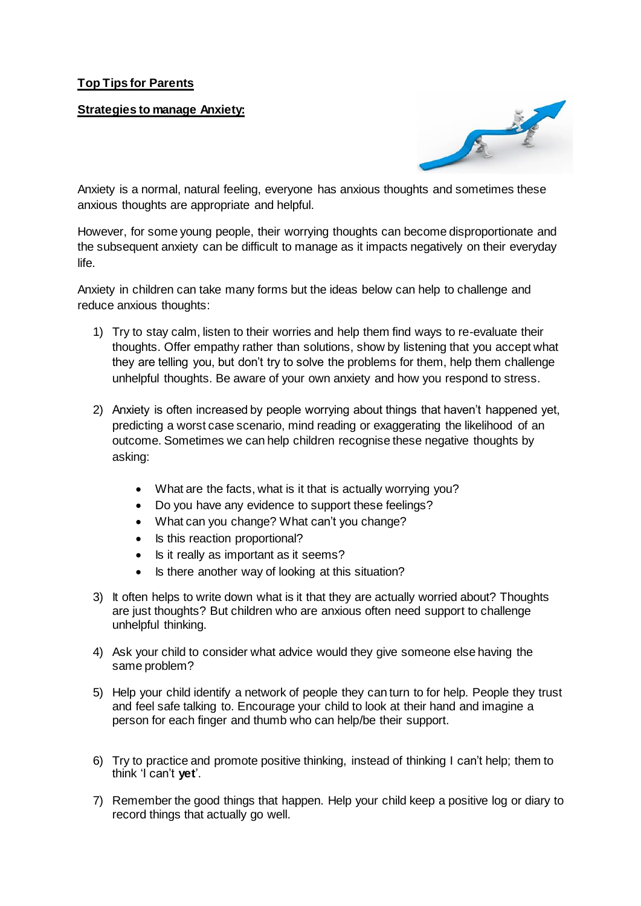**Top Tips for Parents**

**Strategies to manage Anxiety:**

Anxiety is a normal, natural feeling, everyone has anxious thoughts and sometimes these anxious thoughts are appropriate and helpful.

However, for some young people, their worrying thoughts can become disproportionate and the subsequent anxiety can be difficult to manage as it impacts negatively on their everyday life.

Anxiety in children can take many forms but the ideas below can help to challenge and reduce anxious thoughts:

1) Try to stay calm, listen to their worries and help them find ways to re-evaluate their thoughts. Offer empathy rather than solutions, show by listening that you accept what they are telling you, but don't try to solve the problems for them, help them challenge unhelpful thoughts. Be aware of your own anxiety and how you respond to stress.

2) Anxiety is often increased by people worrying about things that haven't happened yet, predicting a worst case scenario, mind reading or exaggerating the likelihood of an outcome. Sometimes we can help children recognise these negative thoughts by asking:

   - What are the facts, what is it that is actually worrying you?
   - Do you have any evidence to support these feelings?
   - What can you change? What can't you change?
   - Is this reaction proportional?
   - Is it really as important as it seems?
   - Is there another way of looking at this situation?

3) It often helps to write down what is it that they are actually worried about? Thoughts are just thoughts? But children who are anxious often need support to challenge unhelpful thinking.

4) Ask your child to consider what advice would they give someone else having the same problem?

5) Help your child identify a network of people they can turn to for help. People they trust and feel safe talking to. Encourage your child to look at their hand and imagine a person for each finger and thumb who can help/be their support.

6) Try to practice and promote positive thinking, instead of thinking I can't help; them to think 'I can't **yet**'.

7) Remember the good things that happen. Help your child keep a positive log or diary to record things that actually go well.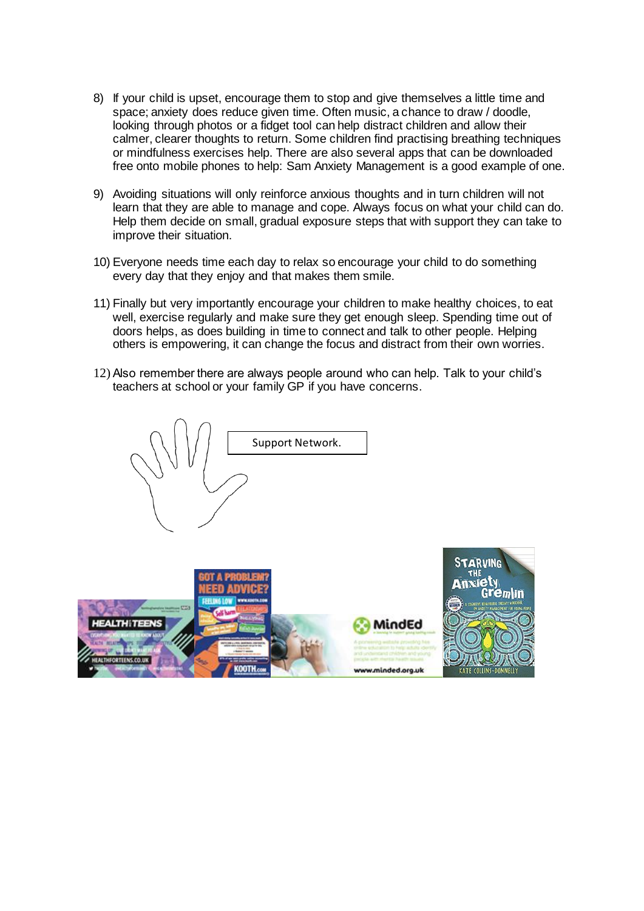8) If your child is upset, encourage them to stop and give themselves a little time and space; anxiety does reduce given time. Often music, a chance to draw / doodle, looking through photos or a fidget tool can help distract children and allow their calmer, clearer thoughts to return. Some children find practising breathing techniques or mindfulness exercises help. There are also several apps that can be downloaded free onto mobile phones to help: Sam Anxiety Management is a good example of one.

9) Avoiding situations will only reinforce anxious thoughts and in turn children will not learn that they are able to manage and cope. Always focus on what your child can do. Help them decide on small, gradual exposure steps that with support they can take to improve their situation.

10) Everyone needs time each day to relax so encourage your child to do something every day that they enjoy and that makes them smile.

11) Finally but very importantly encourage your children to make healthy choices, to eat well, exercise regularly and make sure they get enough sleep. Spending time out of doors helps, as does building in time to connect and talk to other people. Helping others is empowering, it can change the focus and distract from their own worries.

12) Also remember there are always people around who can help. Talk to your child's teachers at school or your family GP if you have concerns.

Support Network.